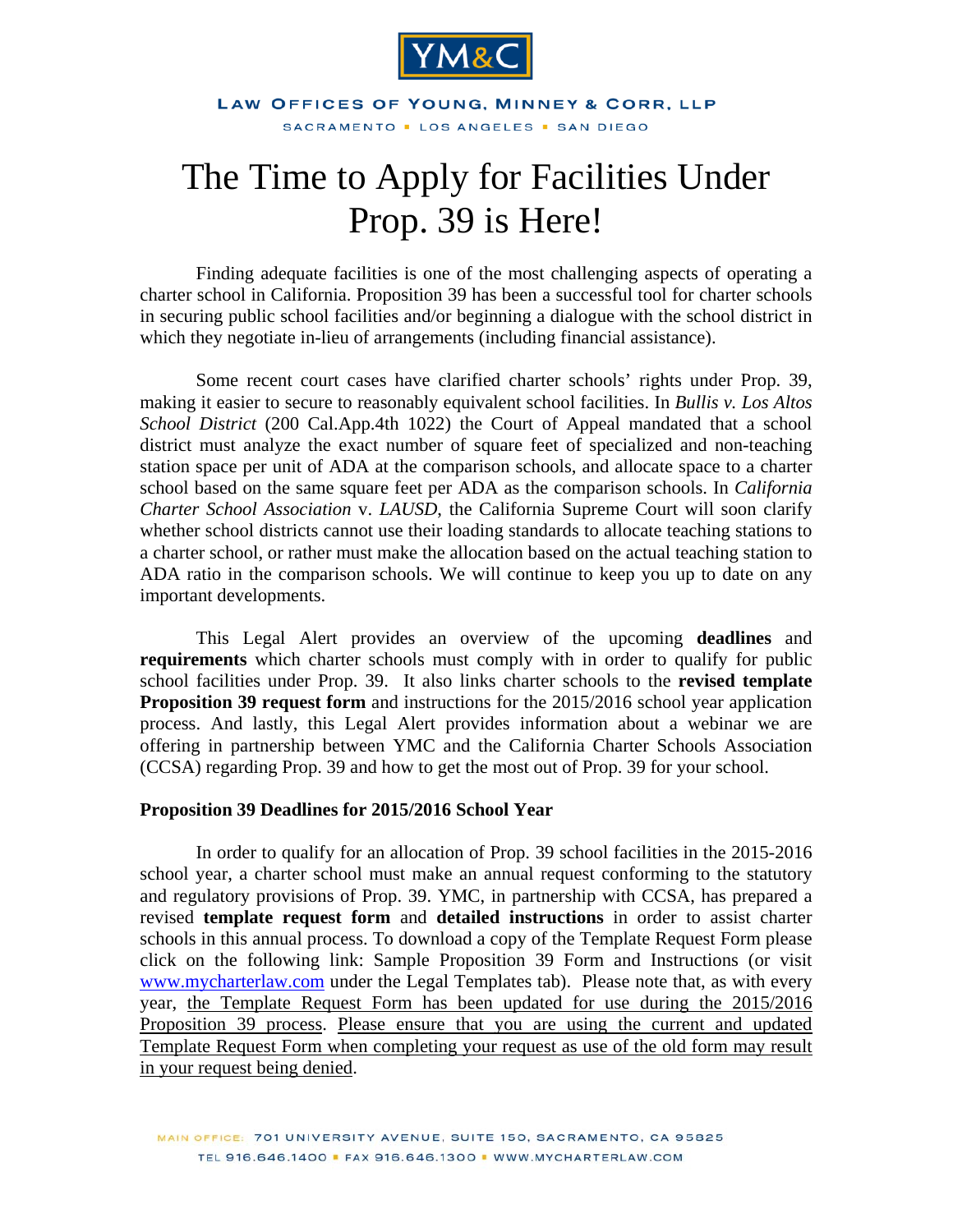# The Time to Apply for Facilities Under Prop. 39 is Here!

Finding adequate facilities is one of the most challenging aspects of operating a charter school in California. Proposition 39 has been a successful tool for charter schools in securing public school facilities and/or beginning a dialogue with the school district in which they negotiate in-lieu of arrangements (including financial assistance).

Some recent court cases have clarified charter schools' rights under Prop. 39, making it easier to secure to reasonably equivalent school facilities. In *Bullis v. Los Altos School District* (200 Cal.App.4th 1022) the Court of Appeal mandated that a school district must analyze the exact number of square feet of specialized and non-teaching station space per unit of ADA at the comparison schools, and allocate space to a charter school based on the same square feet per ADA as the comparison schools. In *California Charter School Association* v. *LAUSD*, the California Supreme Court will soon clarify whether school districts cannot use their loading standards to allocate teaching stations to a charter school, or rather must make the allocation based on the actual teaching station to ADA ratio in the comparison schools. We will continue to keep you up to date on any important developments.

This Legal Alert provides an overview of the upcoming **deadlines** and **requirements** which charter schools must comply with in order to qualify for public school facilities under Prop. 39. It also links charter schools to the **revised template Proposition 39 request form** and instructions for the 2015/2016 school year application process. And lastly, this Legal Alert provides information about a webinar we are offering in partnership between YMC and the California Charter Schools Association (CCSA) regarding Prop. 39 and how to get the most out of Prop. 39 for your school.

**Proposition 39 Deadlines for 2015/2016 School Year**

In order to qualify for an allocation of Prop. 39 school facilities in the 2015-2016 school year, a charter school must make an annual request conforming to the statutory and regulatory provisions of Prop. 39. YMC, in partnership with CCSA, has prepared a revised **template request form** and **detailed instructions** in order to assist charter schools in this annual process. To download a copy of the Template Request Form please click on the following link: Sample Proposition 39 Form and Instructions (or visit [www.mycharterlaw.com](http://www.mycharterlaw.com) under the Legal Templates tab). Please note that, as with every year, <u>the Template Request Form has been updated for use during the 2015/2016 Proposition 39 process</u>. <u>Please ensure that you are using the current and updated Template Request Form when completing your request as use of the old form may result in your request being denied</u>.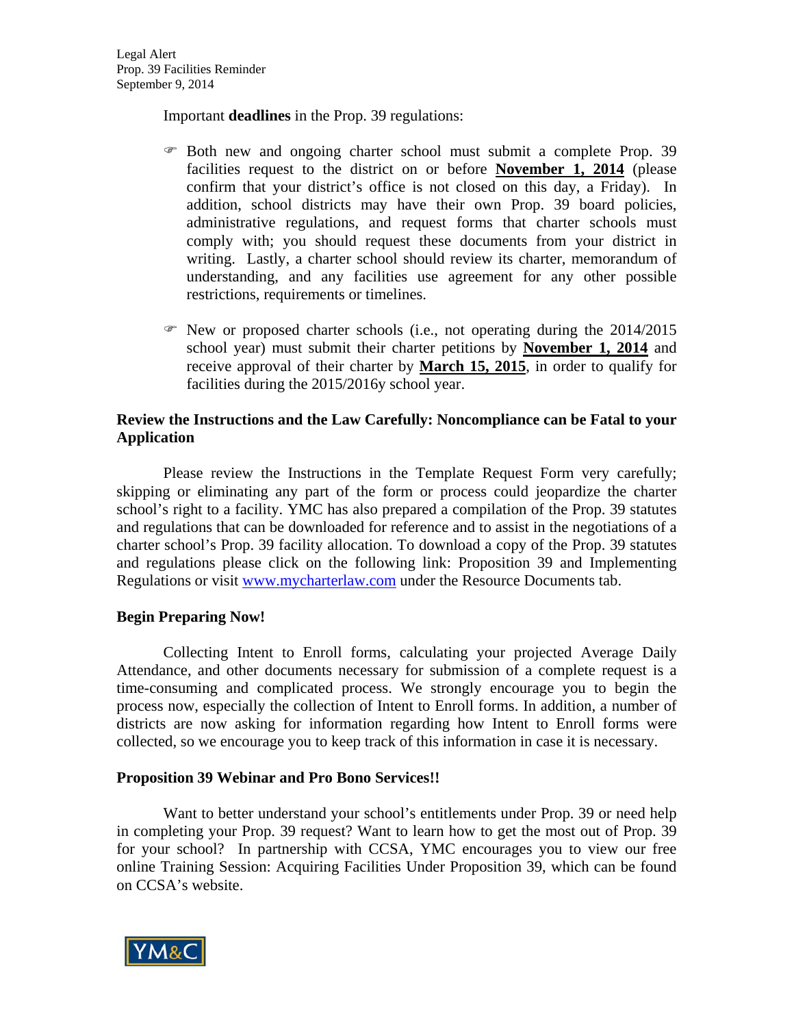Important **deadlines** in the Prop. 39 regulations:

- Both new and ongoing charter school must submit a complete Prop. 39 facilities request to the district on or before **November 1, 2014** (please confirm that your district's office is not closed on this day, a Friday). In addition, school districts may have their own Prop. 39 board policies, administrative regulations, and request forms that charter schools must comply with; you should request these documents from your district in writing. Lastly, a charter school should review its charter, memorandum of understanding, and any facilities use agreement for any other possible restrictions, requirements or timelines.

- New or proposed charter schools (i.e., not operating during the 2014/2015 school year) must submit their charter petitions by **November 1, 2014** and receive approval of their charter by **March 15, 2015**, in order to qualify for facilities during the 2015/2016y school year.

**Review the Instructions and the Law Carefully: Noncompliance can be Fatal to your Application**

Please review the Instructions in the Template Request Form very carefully; skipping or eliminating any part of the form or process could jeopardize the charter school's right to a facility. YMC has also prepared a compilation of the Prop. 39 statutes and regulations that can be downloaded for reference and to assist in the negotiations of a charter school's Prop. 39 facility allocation. To download a copy of the Prop. 39 statutes and regulations please click on the following link: Proposition 39 and Implementing Regulations or visit www.mycharterlaw.com under the Resource Documents tab.

**Begin Preparing Now!**

Collecting Intent to Enroll forms, calculating your projected Average Daily Attendance, and other documents necessary for submission of a complete request is a time-consuming and complicated process. We strongly encourage you to begin the process now, especially the collection of Intent to Enroll forms. In addition, a number of districts are now asking for information regarding how Intent to Enroll forms were collected, so we encourage you to keep track of this information in case it is necessary.

**Proposition 39 Webinar and Pro Bono Services!!**

Want to better understand your school's entitlements under Prop. 39 or need help in completing your Prop. 39 request? Want to learn how to get the most out of Prop. 39 for your school? In partnership with CCSA, YMC encourages you to view our free online Training Session: Acquiring Facilities Under Proposition 39, which can be found on CCSA's website.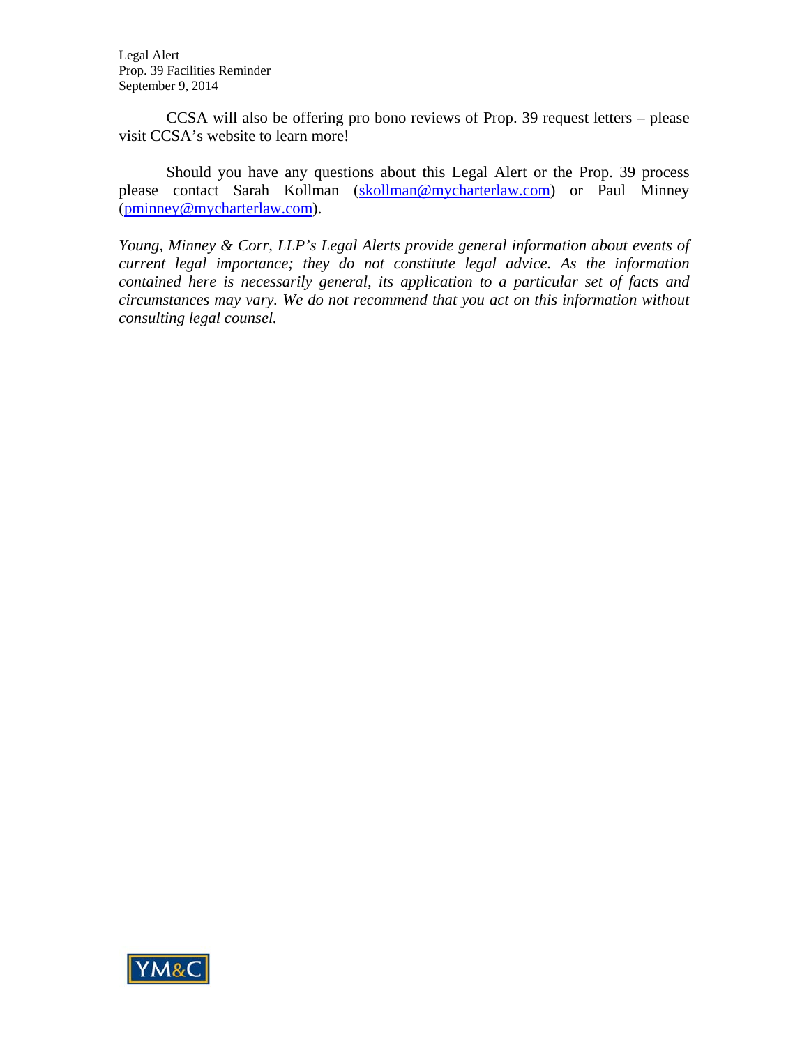CCSA will also be offering pro bono reviews of Prop. 39 request letters – please visit CCSA's website to learn more!

Should you have any questions about this Legal Alert or the Prop. 39 process please contact Sarah Kollman (skollman@mycharterlaw.com) or Paul Minney (pminney@mycharterlaw.com).

*Young, Minney & Corr, LLP's Legal Alerts provide general information about events of current legal importance; they do not constitute legal advice. As the information contained here is necessarily general, its application to a particular set of facts and circumstances may vary. We do not recommend that you act on this information without consulting legal counsel.*